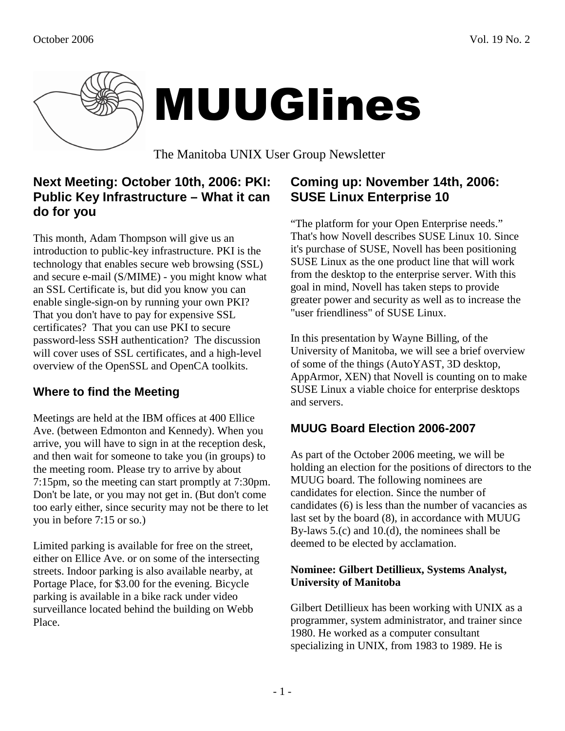# MUUGlines

The Manitoba UNIX User Group Newsletter

## Next Meeting: October 10th, 2006: PKI: Public Key Infrastructure – What it can do for you

This month, Adam Thompson will give us an introduction to public-key infrastructure. PKI is the technology that enables secure web browsing (SSL) and secure e-mail (S/MIME) - you might know what an SSL Certificate is, but did you know you can enable single-sign-on by running your own PKI? That you don't have to pay for expensive SSL certificates? That you can use PKI to secure password-less SSH authentication? The discussion will cover uses of SSL certificates, and a high-level overview of the OpenSSL and OpenCA toolkits.

## Where to find the Meeting

Meetings are held at the IBM offices at 400 Ellice Ave. (between Edmonton and Kennedy). When you arrive, you will have to sign in at the reception desk, and then wait for someone to take you (in groups) to the meeting room. Please try to arrive by about 7:15pm, so the meeting can start promptly at 7:30pm. Don't be late, or you may not get in. (But don't come too early either, since security may not be there to let you in before 7:15 or so.)

Limited parking is available for free on the street, either on Ellice Ave. or on some of the intersecting streets. Indoor parking is also available nearby, at Portage Place, for $3.00 for the evening. Bicycle parking is available in a bike rack under video surveillance located behind the building on Webb Place.

## Coming up: November 14th, 2006: SUSE Linux Enterprise 10

“The platform for your Open Enterprise needs.” That's how Novell describes SUSE Linux 10. Since it's purchase of SUSE, Novell has been positioning SUSE Linux as the one product line that will work from the desktop to the enterprise server. With this goal in mind, Novell has taken steps to provide greater power and security as well as to increase the "user friendliness" of SUSE Linux.

In this presentation by Wayne Billing, of the University of Manitoba, we will see a brief overview of some of the things (AutoYAST, 3D desktop, AppArmor, XEN) that Novell is counting on to make SUSE Linux a viable choice for enterprise desktops and servers.

## MUUG Board Election 2006-2007

As part of the October 2006 meeting, we will be holding an election for the positions of directors to the MUUG board. The following nominees are candidates for election. Since the number of candidates (6) is less than the number of vacancies as last set by the board (8), in accordance with MUUG By-laws 5.(c) and 10.(d), the nominees shall be deemed to be elected by acclamation.

#### Nominee: Gilbert Detillieux, Systems Analyst, University of Manitoba

Gilbert Detillieux has been working with UNIX as a programmer, system administrator, and trainer since 1980. He worked as a computer consultant specializing in UNIX, from 1983 to 1989. He is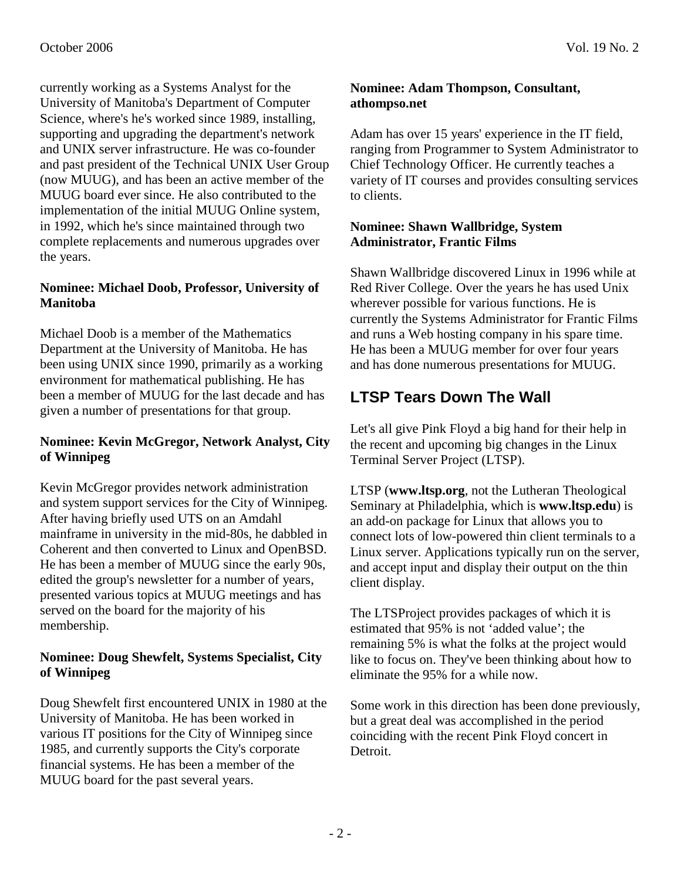currently working as a Systems Analyst for the University of Manitoba's Department of Computer Science, where's he's worked since 1989, installing, supporting and upgrading the department's network and UNIX server infrastructure. He was co-founder and past president of the Technical UNIX User Group (now MUUG), and has been an active member of the MUUG board ever since. He also contributed to the implementation of the initial MUUG Online system, in 1992, which he's since maintained through two complete replacements and numerous upgrades over the years.

**Nominee: Michael Doob, Professor, University of Manitoba**

Michael Doob is a member of the Mathematics Department at the University of Manitoba. He has been using UNIX since 1990, primarily as a working environment for mathematical publishing. He has been a member of MUUG for the last decade and has given a number of presentations for that group.

**Nominee: Kevin McGregor, Network Analyst, City of Winnipeg**

Kevin McGregor provides network administration and system support services for the City of Winnipeg. After having briefly used UTS on an Amdahl mainframe in university in the mid-80s, he dabbled in Coherent and then converted to Linux and OpenBSD. He has been a member of MUUG since the early 90s, edited the group's newsletter for a number of years, presented various topics at MUUG meetings and has served on the board for the majority of his membership.

**Nominee: Doug Shewfelt, Systems Specialist, City of Winnipeg**

Doug Shewfelt first encountered UNIX in 1980 at the University of Manitoba. He has been worked in various IT positions for the City of Winnipeg since 1985, and currently supports the City's corporate financial systems. He has been a member of the MUUG board for the past several years.

**Nominee: Adam Thompson, Consultant, athompso.net**

Adam has over 15 years' experience in the IT field, ranging from Programmer to System Administrator to Chief Technology Officer. He currently teaches a variety of IT courses and provides consulting services to clients.

**Nominee: Shawn Wallbridge, System Administrator, Frantic Films**

Shawn Wallbridge discovered Linux in 1996 while at Red River College. Over the years he has used Unix wherever possible for various functions. He is currently the Systems Administrator for Frantic Films and runs a Web hosting company in his spare time. He has been a MUUG member for over four years and has done numerous presentations for MUUG.

## LTSP Tears Down The Wall

Let's all give Pink Floyd a big hand for their help in the recent and upcoming big changes in the Linux Terminal Server Project (LTSP).

LTSP (**www.ltsp.org**, not the Lutheran Theological Seminary at Philadelphia, which is **www.ltsp.edu**) is an add-on package for Linux that allows you to connect lots of low-powered thin client terminals to a Linux server. Applications typically run on the server, and accept input and display their output on the thin client display.

The LTSProject provides packages of which it is estimated that 95% is not 'added value'; the remaining 5% is what the folks at the project would like to focus on. They've been thinking about how to eliminate the 95% for a while now.

Some work in this direction has been done previously, but a great deal was accomplished in the period coinciding with the recent Pink Floyd concert in Detroit.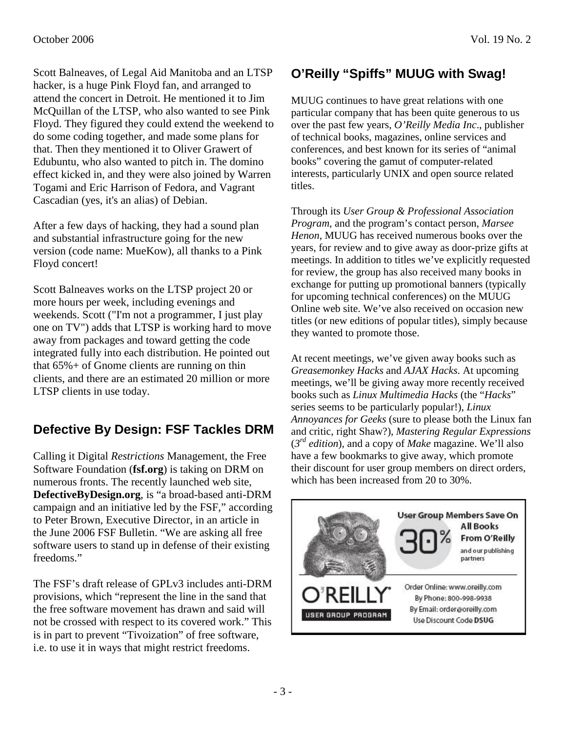Scott Balneaves, of Legal Aid Manitoba and an LTSP hacker, is a huge Pink Floyd fan, and arranged to attend the concert in Detroit. He mentioned it to Jim McQuillan of the LTSP, who also wanted to see Pink Floyd. They figured they could extend the weekend to do some coding together, and made some plans for that. Then they mentioned it to Oliver Grawert of Edubuntu, who also wanted to pitch in. The domino effect kicked in, and they were also joined by Warren Togami and Eric Harrison of Fedora, and Vagrant Cascadian (yes, it's an alias) of Debian.

After a few days of hacking, they had a sound plan and substantial infrastructure going for the new version (code name: MueKow), all thanks to a Pink Floyd concert!

Scott Balneaves works on the LTSP project 20 or more hours per week, including evenings and weekends. Scott ("I'm not a programmer, I just play one on TV") adds that LTSP is working hard to move away from packages and toward getting the code integrated fully into each distribution. He pointed out that 65%+ of Gnome clients are running on thin clients, and there are an estimated 20 million or more LTSP clients in use today.

## Defective By Design: FSF Tackles DRM

Calling it Digital *Restrictions* Management, the Free Software Foundation (**fsf.org**) is taking on DRM on numerous fronts. The recently launched web site, **DefectiveByDesign.org**, is "a broad-based anti-DRM campaign and an initiative led by the FSF," according to Peter Brown, Executive Director, in an article in the June 2006 FSF Bulletin. "We are asking all free software users to stand up in defense of their existing freedoms."

The FSF's draft release of GPLv3 includes anti-DRM provisions, which "represent the line in the sand that the free software movement has drawn and said will not be crossed with respect to its covered work." This is in part to prevent "Tivoization" of free software, i.e. to use it in ways that might restrict freedoms.

## O'Reilly "Spiffs" MUUG with Swag!

MUUG continues to have great relations with one particular company that has been quite generous to us over the past few years, *O'Reilly Media Inc*., publisher of technical books, magazines, online services and conferences, and best known for its series of "animal books" covering the gamut of computer-related interests, particularly UNIX and open source related titles.

Through its *User Group & Professional Association Program*, and the program's contact person, *Marsee Henon*, MUUG has received numerous books over the years, for review and to give away as door-prize gifts at meetings. In addition to titles we've explicitly requested for review, the group has also received many books in exchange for putting up promotional banners (typically for upcoming technical conferences) on the MUUG Online web site. We've also received on occasion new titles (or new editions of popular titles), simply because they wanted to promote those.

At recent meetings, we've given away books such as *Greasemonkey Hacks* and *AJAX Hacks*. At upcoming meetings, we'll be giving away more recently received books such as *Linux Multimedia Hacks* (the "*Hacks*" series seems to be particularly popular!), *Linux Annoyances for Geeks* (sure to please both the Linux fan and critic, right Shaw?), *Mastering Regular Expressions* (*3rd edition*), and a copy of *Make* magazine. We'll also have a few bookmarks to give away, which promote their discount for user group members on direct orders, which has been increased from 20 to 30%.

User Group Members Save On 30% All Books From O'Reilly and our publishing partners

O'REILLY USER GROUP PROGRAM

Order Online: www.oreilly.com
By Phone: 800-998-9938
By Email: order@oreilly.com
Use Discount Code **DSUG**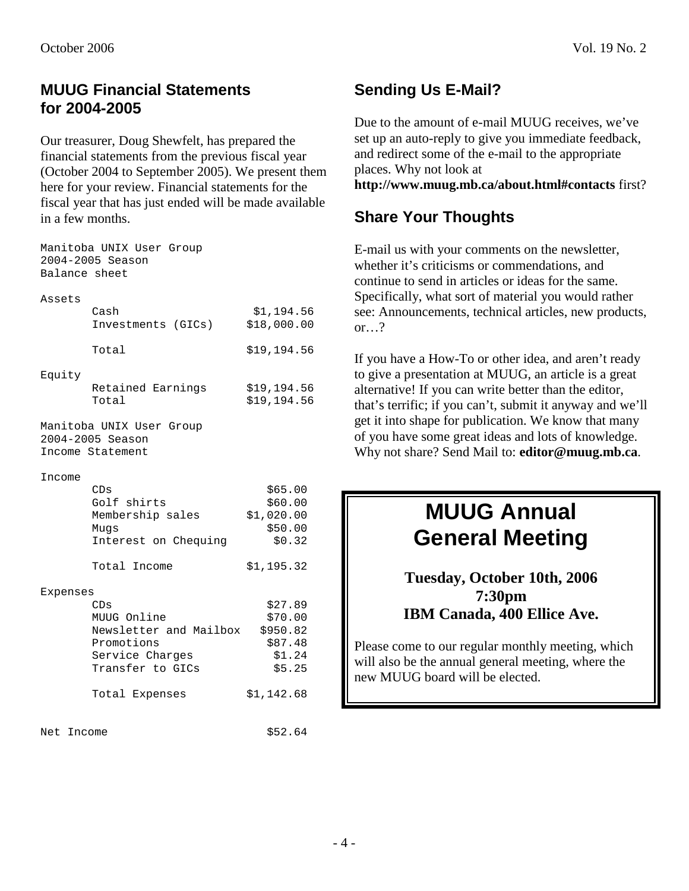## MUUG Financial Statements for 2004-2005

Our treasurer, Doug Shewfelt, has prepared the financial statements from the previous fiscal year (October 2004 to September 2005). We present them here for your review. Financial statements for the fiscal year that has just ended will be made available in a few months.

```
Manitoba UNIX User Group
2004-2005 Season
Balance sheet

Assets
        Cash                     $1,194.56
        Investments (GICs)      $18,000.00

        Total                   $19,194.56

Equity
        Retained Earnings       $19,194.56
        Total                   $19,194.56

Manitoba UNIX User Group
2004-2005 Season
Income Statement

Income
        CDs                        $65.00
        Golf shirts                $60.00
        Membership sales        $1,020.00
        Mugs                       $50.00
        Interest on Chequing        $0.32

        Total Income            $1,195.32

Expenses
        CDs                        $27.89
        MUUG Online                $70.00
        Newsletter and Mailbox    $950.82
        Promotions                 $87.48
        Service Charges             $1.24
        Transfer to GICs            $5.25

        Total Expenses          $1,142.68


Net Income                         $52.64
```

## Sending Us E-Mail?

Due to the amount of e-mail MUUG receives, we've set up an auto-reply to give you immediate feedback, and redirect some of the e-mail to the appropriate places. Why not look at **http://www.muug.mb.ca/about.html#contacts** first?

## Share Your Thoughts

E-mail us with your comments on the newsletter, whether it's criticisms or commendations, and continue to send in articles or ideas for the same. Specifically, what sort of material you would rather see: Announcements, technical articles, new products, or…?

If you have a How-To or other idea, and aren't ready to give a presentation at MUUG, an article is a great alternative! If you can write better than the editor, that's terrific; if you can't, submit it anyway and we'll get it into shape for publication. We know that many of you have some great ideas and lots of knowledge. Why not share? Send Mail to: **editor@muug.mb.ca**.

## MUUG Annual General Meeting

**Tuesday, October 10th, 2006**
**7:30pm**
**IBM Canada, 400 Ellice Ave.**

Please come to our regular monthly meeting, which will also be the annual general meeting, where the new MUUG board will be elected.